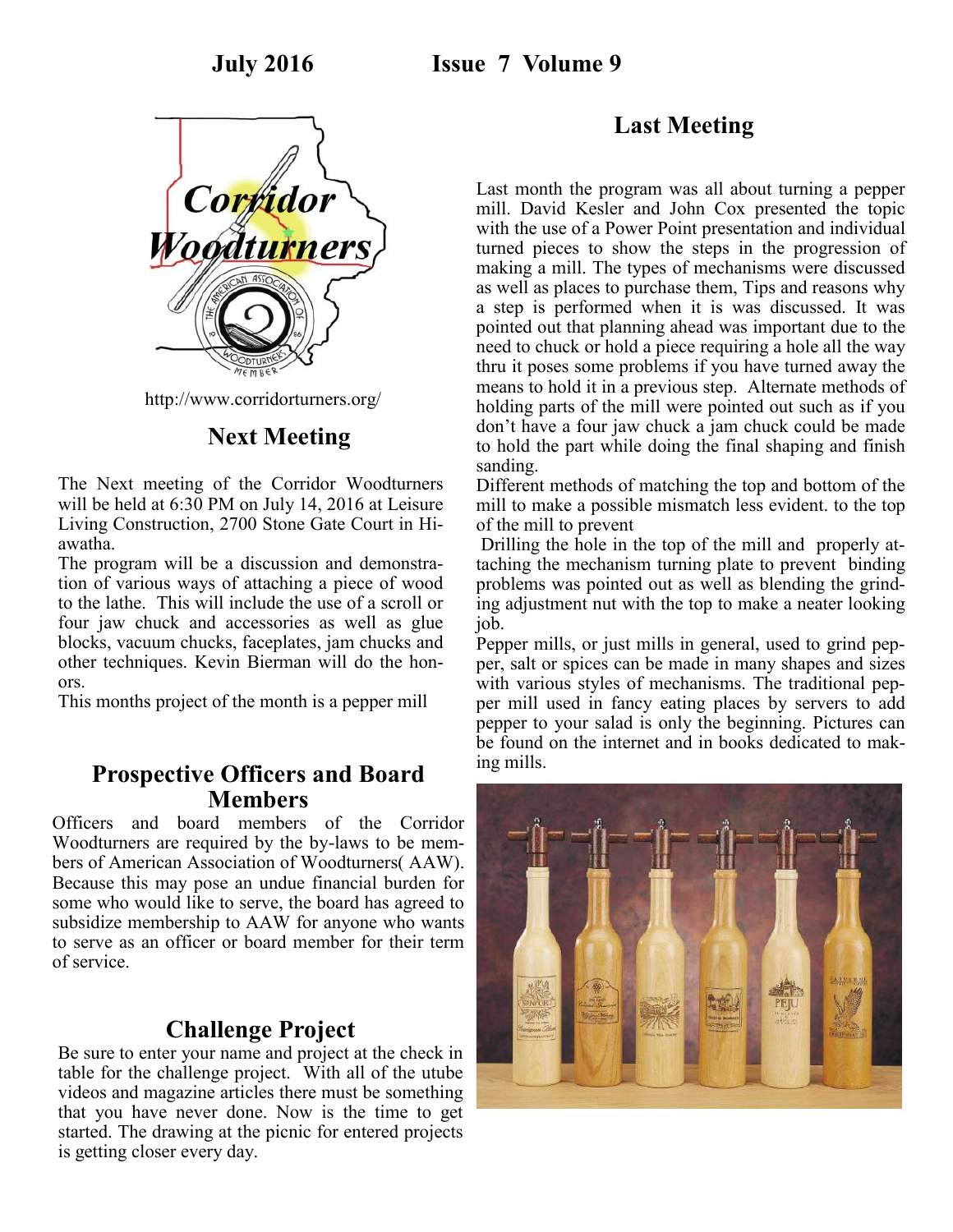July 2016 Issue 7 Volume 9

http://www.corridorturners.org/

## Next Meeting

The Next meeting of the Corridor Woodturners will be held at 6:30 PM on July 14, 2016 at Leisure Living Construction, 2700 Stone Gate Court in Hiawatha.

The program will be a discussion and demonstration of various ways of attaching a piece of wood to the lathe. This will include the use of a scroll or four jaw chuck and accessories as well as glue blocks, vacuum chucks, faceplates, jam chucks and other techniques. Kevin Bierman will do the honors.

This months project of the month is a pepper mill

## Prospective Officers and Board Members

Officers and board members of the Corridor Woodturners are required by the by-laws to be members of American Association of Woodturners( AAW). Because this may pose an undue financial burden for some who would like to serve, the board has agreed to subsidize membership to AAW for anyone who wants to serve as an officer or board member for their term of service.

## Challenge Project

Be sure to enter your name and project at the check in table for the challenge project. With all of the utube videos and magazine articles there must be something that you have never done. Now is the time to get started. The drawing at the picnic for entered projects is getting closer every day.

## Last Meeting

Last month the program was all about turning a pepper mill. David Kesler and John Cox presented the topic with the use of a Power Point presentation and individual turned pieces to show the steps in the progression of making a mill. The types of mechanisms were discussed as well as places to purchase them, Tips and reasons why a step is performed when it is was discussed. It was pointed out that planning ahead was important due to the need to chuck or hold a piece requiring a hole all the way thru it poses some problems if you have turned away the means to hold it in a previous step. Alternate methods of holding parts of the mill were pointed out such as if you don't have a four jaw chuck a jam chuck could be made to hold the part while doing the final shaping and finish sanding.

Different methods of matching the top and bottom of the mill to make a possible mismatch less evident. to the top of the mill to prevent

Drilling the hole in the top of the mill and properly attaching the mechanism turning plate to prevent binding problems was pointed out as well as blending the grinding adjustment nut with the top to make a neater looking job.

Pepper mills, or just mills in general, used to grind pepper, salt or spices can be made in many shapes and sizes with various styles of mechanisms. The traditional pepper mill used in fancy eating places by servers to add pepper to your salad is only the beginning. Pictures can be found on the internet and in books dedicated to making mills.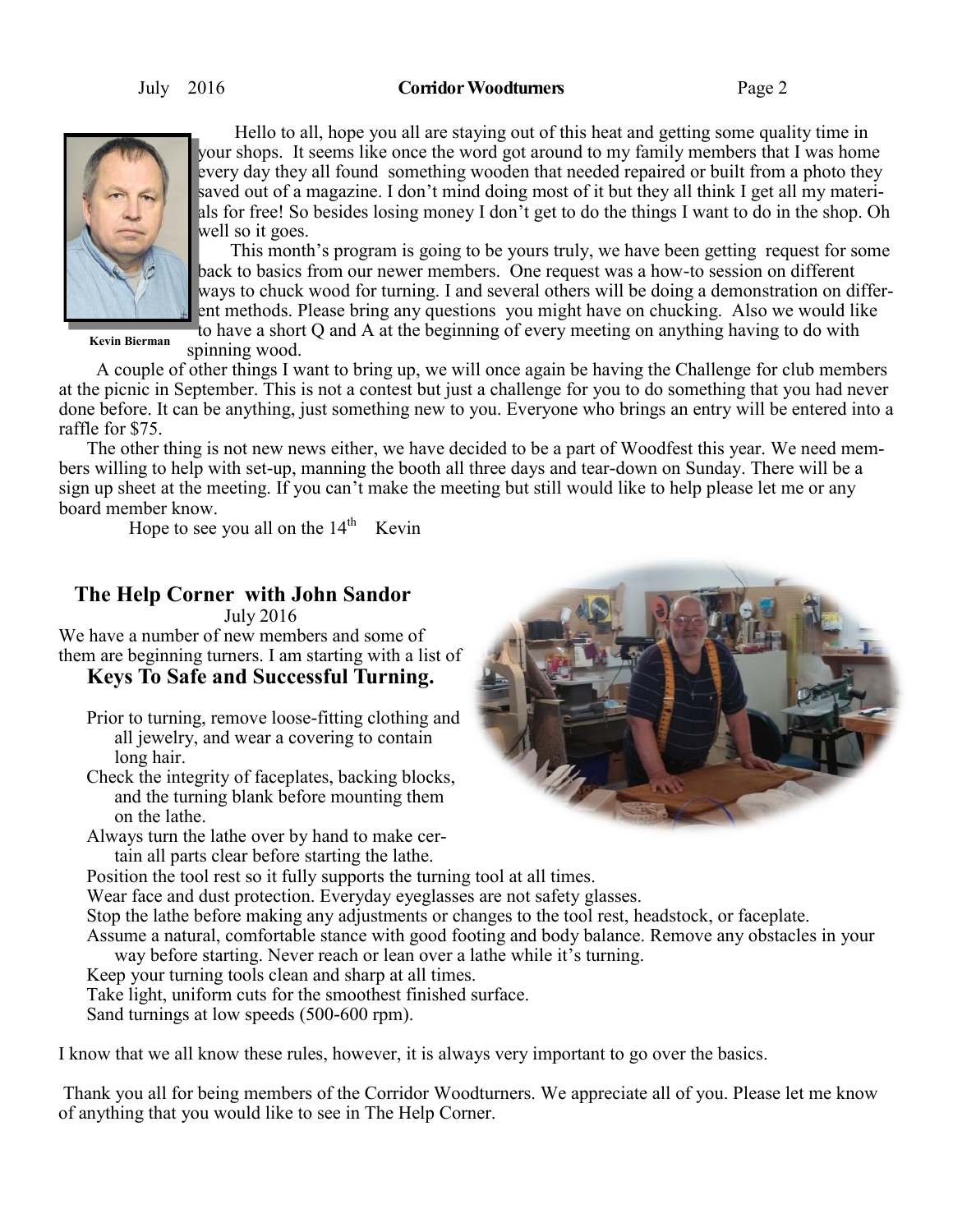Kevin Bierman

Hello to all, hope you all are staying out of this heat and getting some quality time in your shops. It seems like once the word got around to my family members that I was home every day they all found something wooden that needed repaired or built from a photo they saved out of a magazine. I don't mind doing most of it but they all think I get all my materials for free! So besides losing money I don't get to do the things I want to do in the shop. Oh well so it goes.

This month's program is going to be yours truly, we have been getting request for some back to basics from our newer members. One request was a how-to session on different ways to chuck wood for turning. I and several others will be doing a demonstration on different methods. Please bring any questions you might have on chucking. Also we would like to have a short Q and A at the beginning of every meeting on anything having to do with spinning wood.

A couple of other things I want to bring up, we will once again be having the Challenge for club members at the picnic in September. This is not a contest but just a challenge for you to do something that you had never done before. It can be anything, just something new to you. Everyone who brings an entry will be entered into a raffle for $75.

The other thing is not new news either, we have decided to be a part of Woodfest this year. We need members willing to help with set-up, manning the booth all three days and tear-down on Sunday. There will be a sign up sheet at the meeting. If you can't make the meeting but still would like to help please let me or any board member know.

Hope to see you all on the 14th Kevin

## The Help Corner with John Sandor

July 2016

We have a number of new members and some of them are beginning turners. I am starting with a list of

### Keys To Safe and Successful Turning.

- Prior to turning, remove loose-fitting clothing and all jewelry, and wear a covering to contain long hair.
- Check the integrity of faceplates, backing blocks, and the turning blank before mounting them on the lathe.
- Always turn the lathe over by hand to make certain all parts clear before starting the lathe.
- Position the tool rest so it fully supports the turning tool at all times.
- Wear face and dust protection. Everyday eyeglasses are not safety glasses.
- Stop the lathe before making any adjustments or changes to the tool rest, headstock, or faceplate.
- Assume a natural, comfortable stance with good footing and body balance. Remove any obstacles in your way before starting. Never reach or lean over a lathe while it's turning.
- Keep your turning tools clean and sharp at all times.
- Take light, uniform cuts for the smoothest finished surface.
- Sand turnings at low speeds (500-600 rpm).

I know that we all know these rules, however, it is always very important to go over the basics.

Thank you all for being members of the Corridor Woodturners. We appreciate all of you. Please let me know of anything that you would like to see in The Help Corner.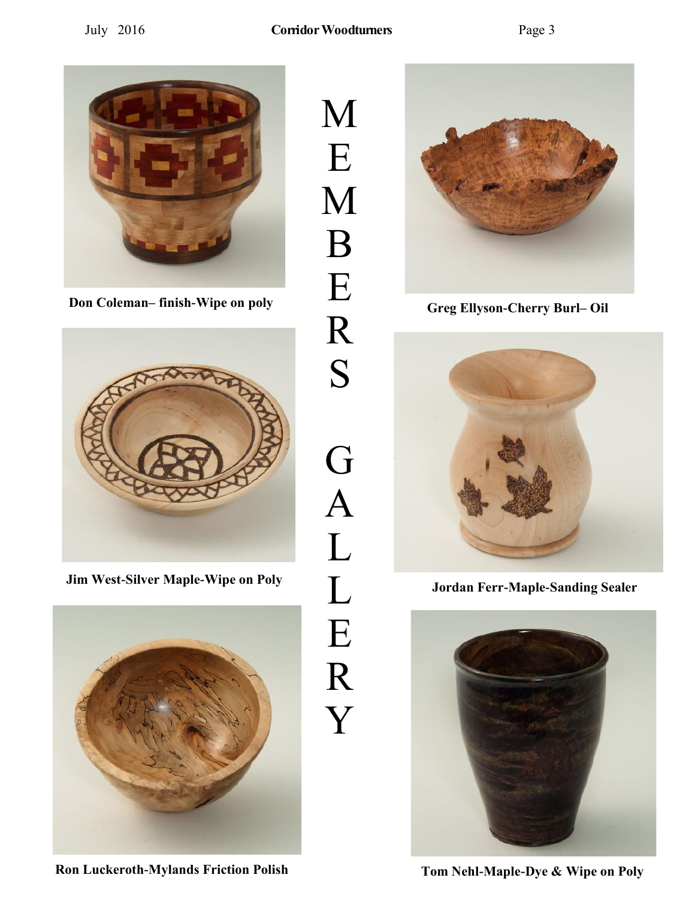# MEMBERS GALLERY

Don Coleman– finish-Wipe on poly

Greg Ellyson-Cherry Burl– Oil

Jim West-Silver Maple-Wipe on Poly

Jordan Ferr-Maple-Sanding Sealer

Ron Luckeroth-Mylands Friction Polish

Tom Nehl-Maple-Dye & Wipe on Poly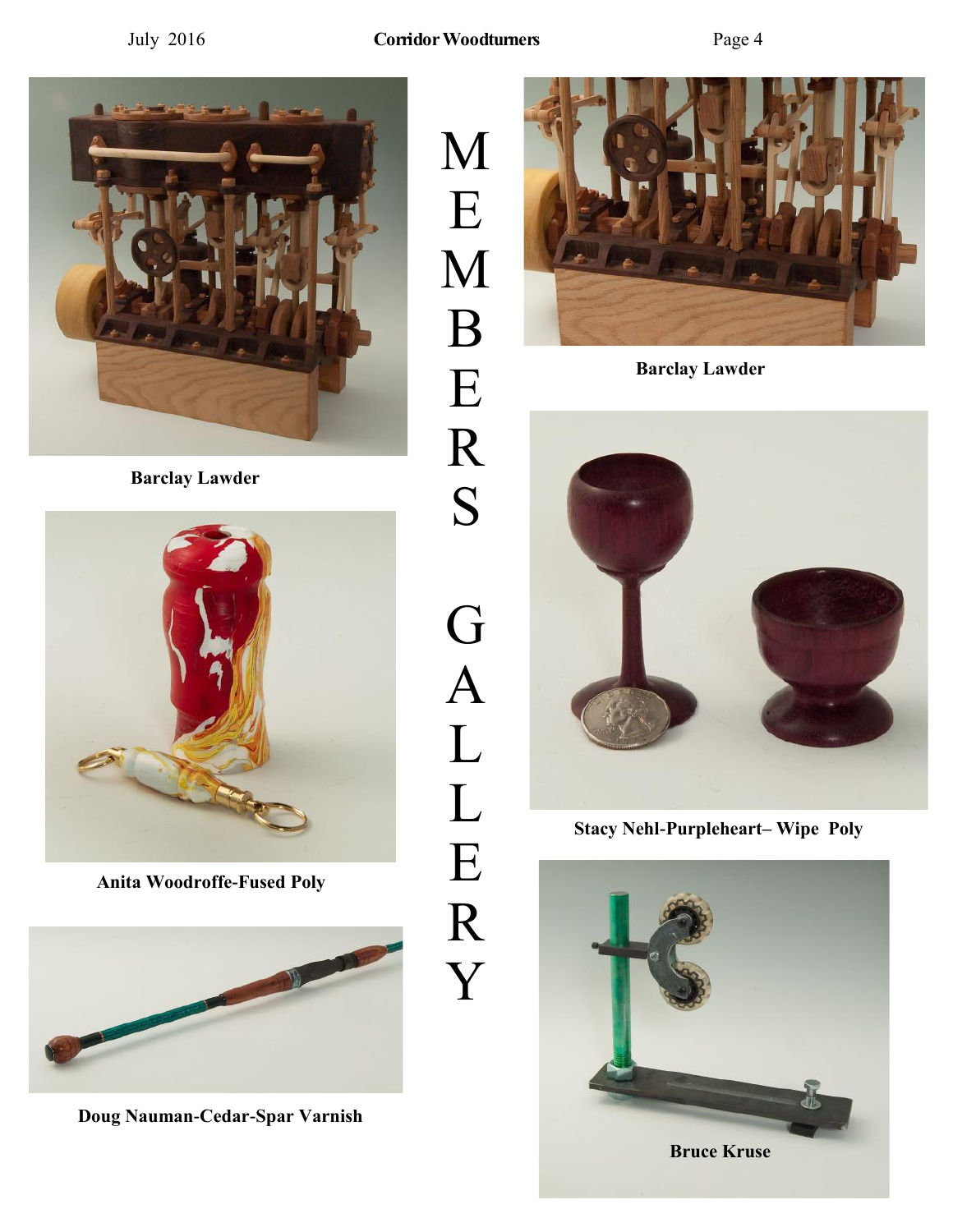# MEMBERS GALLERY

**Barclay Lawder**

**Barclay Lawder**

**Anita Woodroffe-Fused Poly**

**Stacy Nehl-Purpleheart– Wipe Poly**

**Doug Nauman-Cedar-Spar Varnish**

**Bruce Kruse**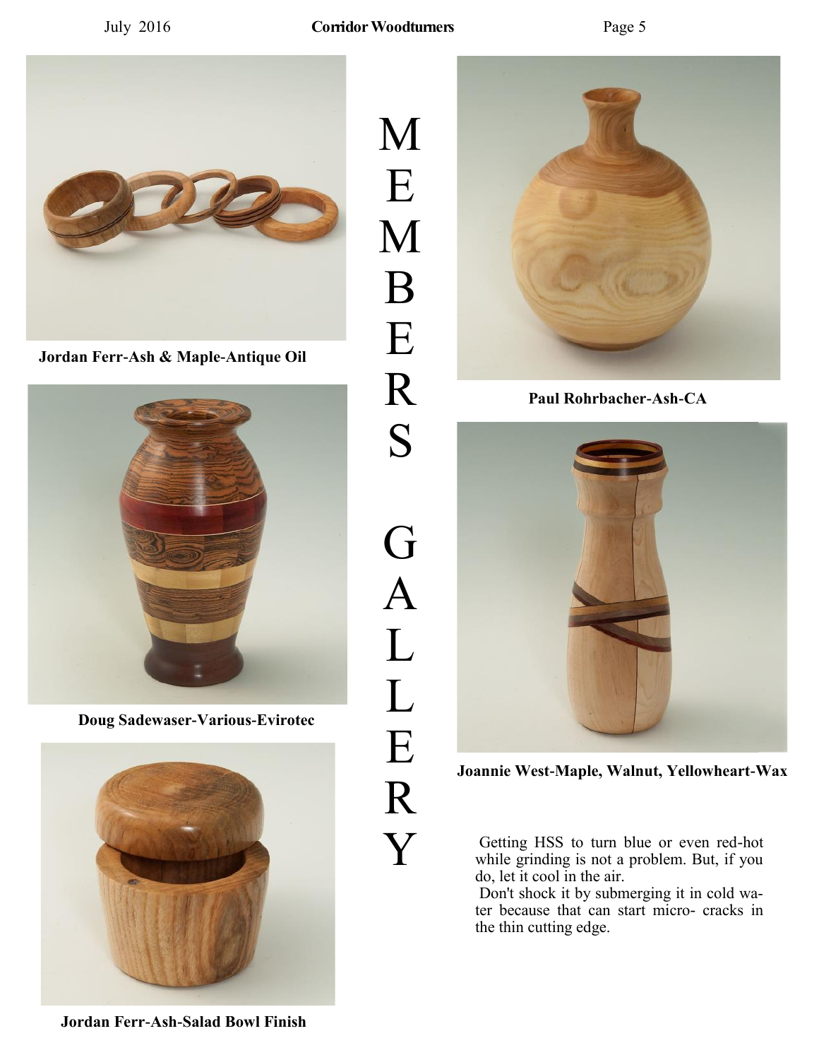# MEMBERS GALLERY

Jordan Ferr-Ash & Maple-Antique Oil

Doug Sadewaser-Various-Evirotec

Jordan Ferr-Ash-Salad Bowl Finish

Paul Rohrbacher-Ash-CA

Joannie West-Maple, Walnut, Yellowheart-Wax

Getting HSS to turn blue or even red-hot while grinding is not a problem. But, if you do, let it cool in the air.

Don't shock it by submerging it in cold water because that can start micro- cracks in the thin cutting edge.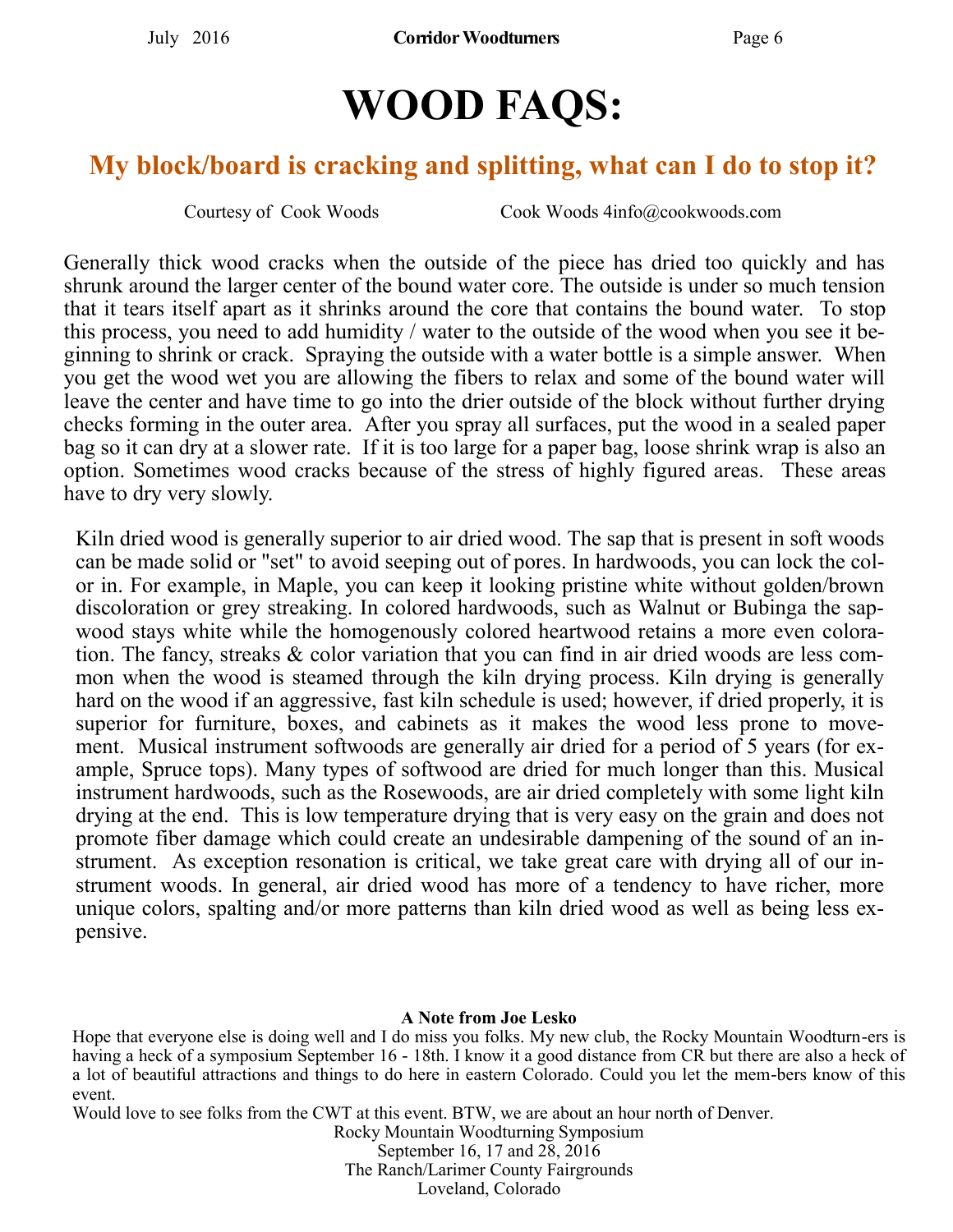# WOOD FAQS:

## My block/board is cracking and splitting, what can I do to stop it?

Courtesy of Cook Woods Cook Woods 4info@cookwoods.com

Generally thick wood cracks when the outside of the piece has dried too quickly and has shrunk around the larger center of the bound water core. The outside is under so much tension that it tears itself apart as it shrinks around the core that contains the bound water. To stop this process, you need to add humidity / water to the outside of the wood when you see it beginning to shrink or crack. Spraying the outside with a water bottle is a simple answer. When you get the wood wet you are allowing the fibers to relax and some of the bound water will leave the center and have time to go into the drier outside of the block without further drying checks forming in the outer area. After you spray all surfaces, put the wood in a sealed paper bag so it can dry at a slower rate. If it is too large for a paper bag, loose shrink wrap is also an option. Sometimes wood cracks because of the stress of highly figured areas. These areas have to dry very slowly.

Kiln dried wood is generally superior to air dried wood. The sap that is present in soft woods can be made solid or "set" to avoid seeping out of pores. In hardwoods, you can lock the color in. For example, in Maple, you can keep it looking pristine white without golden/brown discoloration or grey streaking. In colored hardwoods, such as Walnut or Bubinga the sapwood stays white while the homogenously colored heartwood retains a more even coloration. The fancy, streaks & color variation that you can find in air dried woods are less common when the wood is steamed through the kiln drying process. Kiln drying is generally hard on the wood if an aggressive, fast kiln schedule is used; however, if dried properly, it is superior for furniture, boxes, and cabinets as it makes the wood less prone to movement. Musical instrument softwoods are generally air dried for a period of 5 years (for example, Spruce tops). Many types of softwood are dried for much longer than this. Musical instrument hardwoods, such as the Rosewoods, are air dried completely with some light kiln drying at the end. This is low temperature drying that is very easy on the grain and does not promote fiber damage which could create an undesirable dampening of the sound of an instrument. As exception resonation is critical, we take great care with drying all of our instrument woods. In general, air dried wood has more of a tendency to have richer, more unique colors, spalting and/or more patterns than kiln dried wood as well as being less expensive.

**A Note from Joe Lesko**

Hope that everyone else is doing well and I do miss you folks. My new club, the Rocky Mountain Woodturn-ers is having a heck of a symposium September 16 - 18th. I know it a good distance from CR but there are also a heck of a lot of beautiful attractions and things to do here in eastern Colorado. Could you let the mem-bers know of this event.

Would love to see folks from the CWT at this event. BTW, we are about an hour north of Denver.

Rocky Mountain Woodturning Symposium
September 16, 17 and 28, 2016
The Ranch/Larimer County Fairgrounds
Loveland, Colorado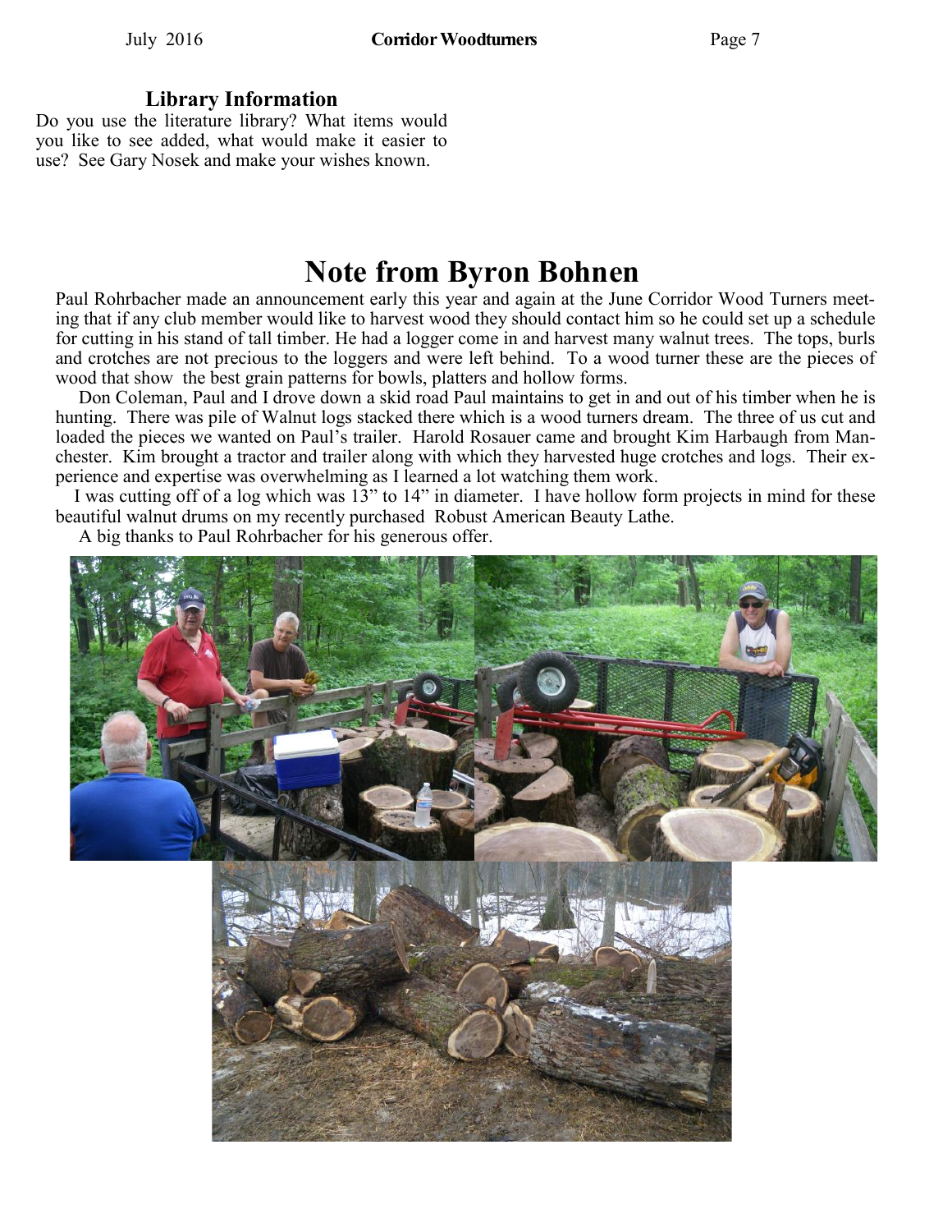### Library Information

Do you use the literature library? What items would you like to see added, what would make it easier to use? See Gary Nosek and make your wishes known.

# Note from Byron Bohnen

Paul Rohrbacher made an announcement early this year and again at the June Corridor Wood Turners meeting that if any club member would like to harvest wood they should contact him so he could set up a schedule for cutting in his stand of tall timber. He had a logger come in and harvest many walnut trees. The tops, burls and crotches are not precious to the loggers and were left behind. To a wood turner these are the pieces of wood that show the best grain patterns for bowls, platters and hollow forms.

Don Coleman, Paul and I drove down a skid road Paul maintains to get in and out of his timber when he is hunting. There was pile of Walnut logs stacked there which is a wood turners dream. The three of us cut and loaded the pieces we wanted on Paul's trailer. Harold Rosauer came and brought Kim Harbaugh from Manchester. Kim brought a tractor and trailer along with which they harvested huge crotches and logs. Their experience and expertise was overwhelming as I learned a lot watching them work.

I was cutting off of a log which was 13" to 14" in diameter. I have hollow form projects in mind for these beautiful walnut drums on my recently purchased Robust American Beauty Lathe.

A big thanks to Paul Rohrbacher for his generous offer.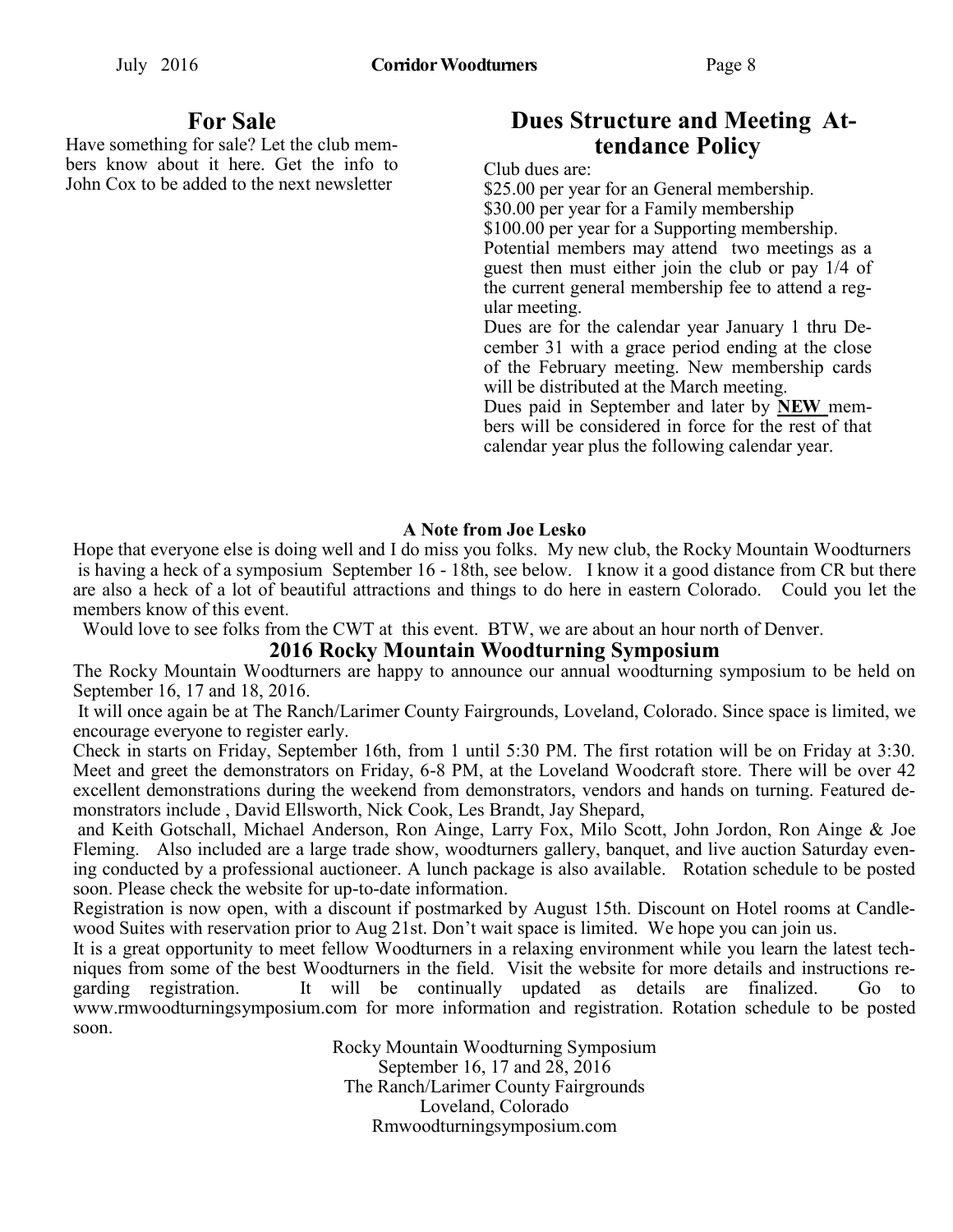## For Sale

Have something for sale? Let the club members know about it here. Get the info to John Cox to be added to the next newsletter

## Dues Structure and Meeting Attendance Policy

Club dues are:

$25.00 per year for an General membership.
$30.00 per year for a Family membership
$100.00 per year for a Supporting membership.

Potential members may attend two meetings as a guest then must either join the club or pay 1/4 of the current general membership fee to attend a regular meeting.

Dues are for the calendar year January 1 thru December 31 with a grace period ending at the close of the February meeting. New membership cards will be distributed at the March meeting.

Dues paid in September and later by <u>**NEW**</u> members will be considered in force for the rest of that calendar year plus the following calendar year.

**A Note from Joe Lesko**

Hope that everyone else is doing well and I do miss you folks. My new club, the Rocky Mountain Woodturners is having a heck of a symposium September 16 - 18th, see below. I know it a good distance from CR but there are also a heck of a lot of beautiful attractions and things to do here in eastern Colorado. Could you let the members know of this event.

Would love to see folks from the CWT at this event. BTW, we are about an hour north of Denver.

## 2016 Rocky Mountain Woodturning Symposium

The Rocky Mountain Woodturners are happy to announce our annual woodturning symposium to be held on September 16, 17 and 18, 2016.

It will once again be at The Ranch/Larimer County Fairgrounds, Loveland, Colorado. Since space is limited, we encourage everyone to register early.

Check in starts on Friday, September 16th, from 1 until 5:30 PM. The first rotation will be on Friday at 3:30. Meet and greet the demonstrators on Friday, 6-8 PM, at the Loveland Woodcraft store. There will be over 42 excellent demonstrations during the weekend from demonstrators, vendors and hands on turning. Featured demonstrators include , David Ellsworth, Nick Cook, Les Brandt, Jay Shepard,

and Keith Gotschall, Michael Anderson, Ron Ainge, Larry Fox, Milo Scott, John Jordon, Ron Ainge & Joe Fleming. Also included are a large trade show, woodturners gallery, banquet, and live auction Saturday evening conducted by a professional auctioneer. A lunch package is also available. Rotation schedule to be posted soon. Please check the website for up-to-date information.

Registration is now open, with a discount if postmarked by August 15th. Discount on Hotel rooms at Candlewood Suites with reservation prior to Aug 21st. Don't wait space is limited. We hope you can join us.

It is a great opportunity to meet fellow Woodturners in a relaxing environment while you learn the latest techniques from some of the best Woodturners in the field. Visit the website for more details and instructions regarding registration. It will be continually updated as details are finalized. Go to www.rmwoodturningsymposium.com for more information and registration. Rotation schedule to be posted soon.

Rocky Mountain Woodturning Symposium
September 16, 17 and 28, 2016
The Ranch/Larimer County Fairgrounds
Loveland, Colorado
Rmwoodturningsymposium.com